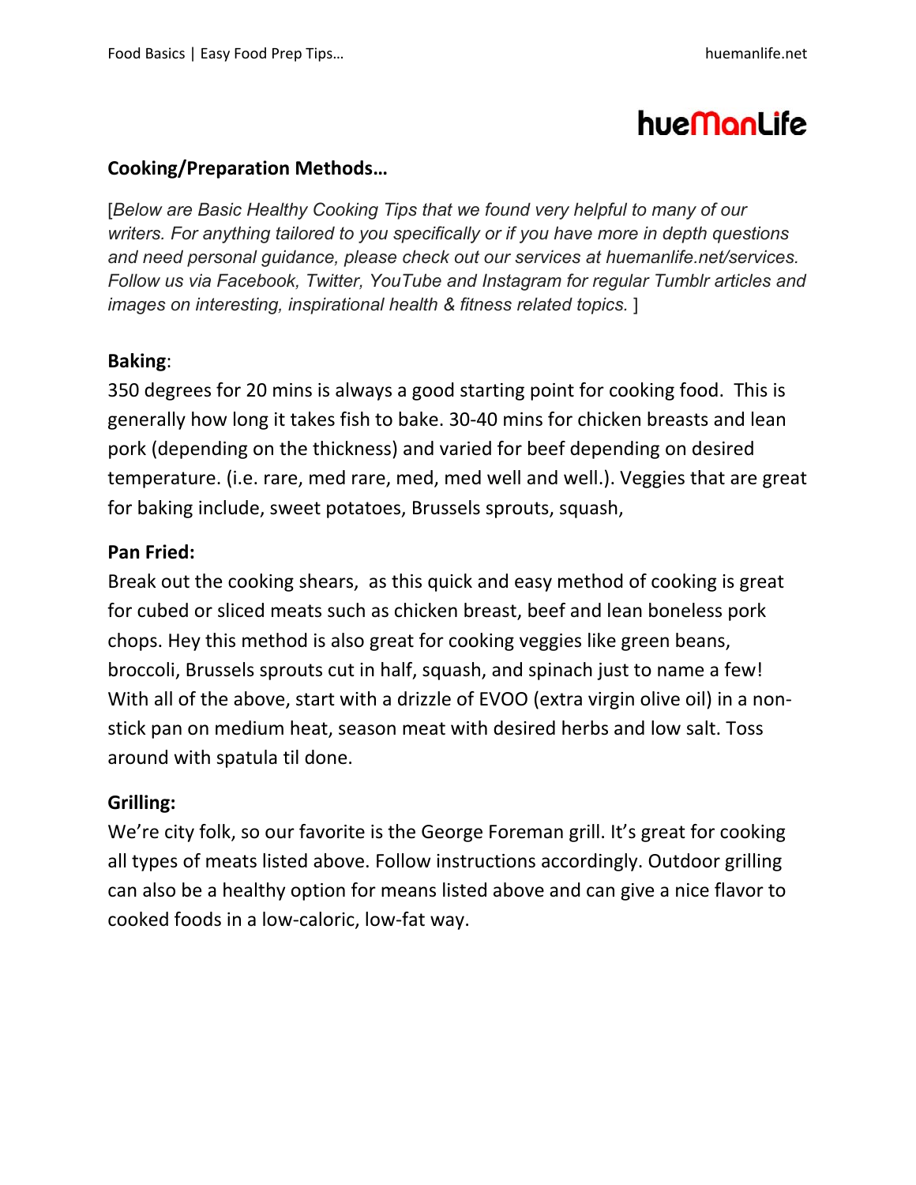# hueManLife

## Cooking/Preparation Methods…

[*Below are Basic Healthy Cooking Tips that we found very helpful to many of our writers. For anything tailored to you specifically or if you have more in depth questions and need personal guidance, please check out our services at huemanlife.net/services. Follow us via Facebook, Twitter, YouTube and Instagram for regular Tumblr articles and images on interesting, inspirational health & fitness related topics.* ]

**Baking**:

350 degrees for 20 mins is always a good starting point for cooking food. This is generally how long it takes fish to bake. 30-40 mins for chicken breasts and lean pork (depending on the thickness) and varied for beef depending on desired temperature. (i.e. rare, med rare, med, med well and well.). Veggies that are great for baking include, sweet potatoes, Brussels sprouts, squash,

**Pan Fried:**

Break out the cooking shears, as this quick and easy method of cooking is great for cubed or sliced meats such as chicken breast, beef and lean boneless pork chops. Hey this method is also great for cooking veggies like green beans, broccoli, Brussels sprouts cut in half, squash, and spinach just to name a few! With all of the above, start with a drizzle of EVOO (extra virgin olive oil) in a non-stick pan on medium heat, season meat with desired herbs and low salt. Toss around with spatula til done.

**Grilling:**

We're city folk, so our favorite is the George Foreman grill. It's great for cooking all types of meats listed above. Follow instructions accordingly. Outdoor grilling can also be a healthy option for means listed above and can give a nice flavor to cooked foods in a low-caloric, low-fat way.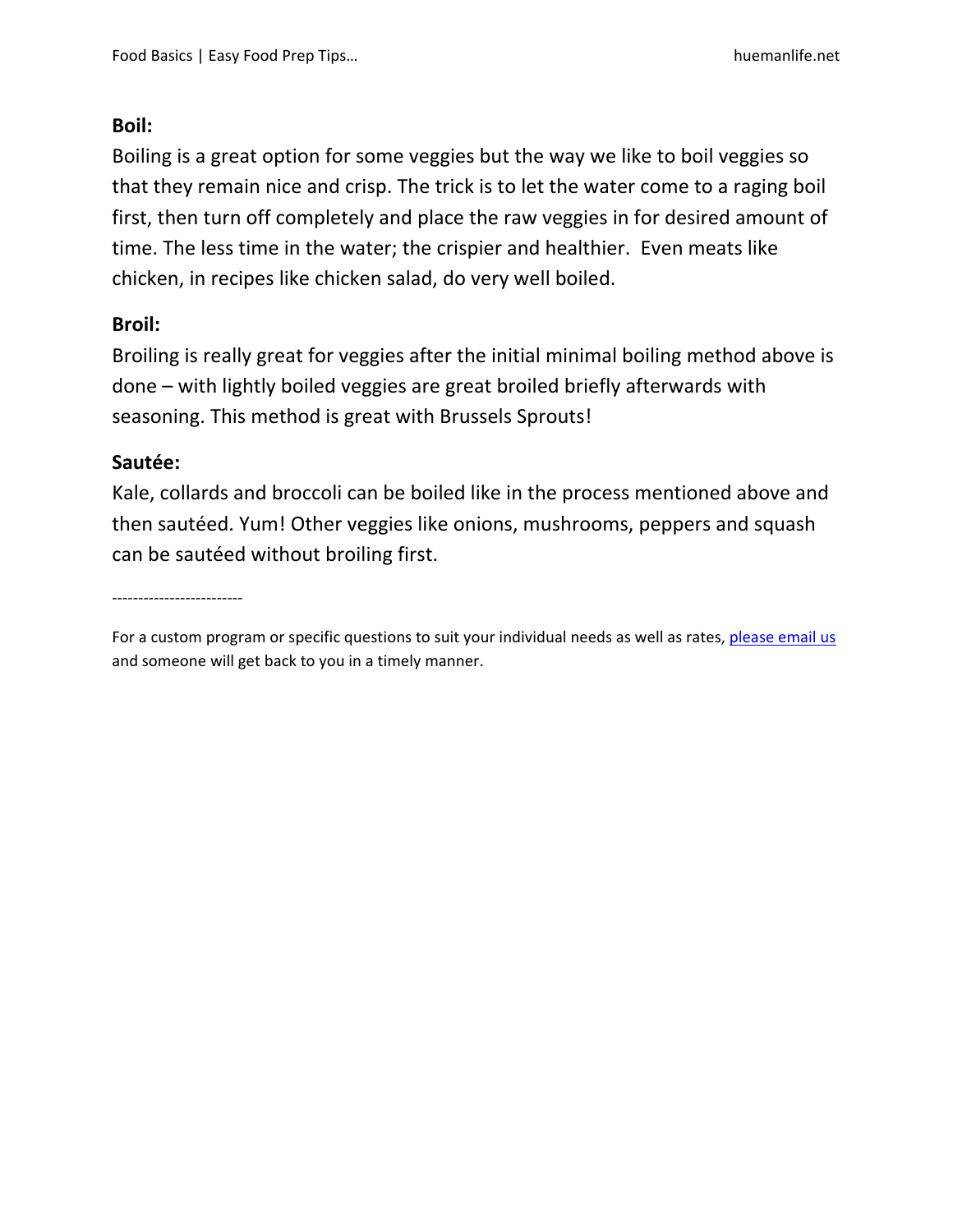**Boil:**

Boiling is a great option for some veggies but the way we like to boil veggies so that they remain nice and crisp. The trick is to let the water come to a raging boil first, then turn off completely and place the raw veggies in for desired amount of time. The less time in the water; the crispier and healthier. Even meats like chicken, in recipes like chicken salad, do very well boiled.

**Broil:**

Broiling is really great for veggies after the initial minimal boiling method above is done – with lightly boiled veggies are great broiled briefly afterwards with seasoning. This method is great with Brussels Sprouts!

**Sautée:**

Kale, collards and broccoli can be boiled like in the process mentioned above and then sautéed. Yum! Other veggies like onions, mushrooms, peppers and squash can be sautéed without broiling first.

-------------------------

For a custom program or specific questions to suit your individual needs as well as rates, please email us and someone will get back to you in a timely manner.